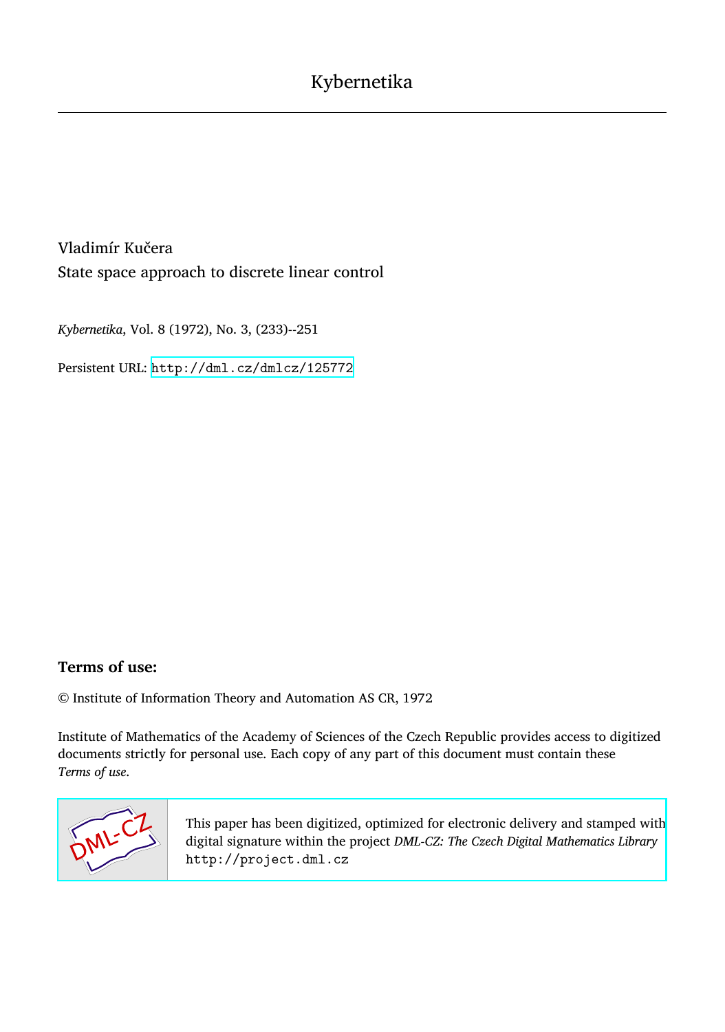Kybernetika

Vladimír Kučera

State space approach to discrete linear control

*Kybernetika*, Vol. 8 (1972), No. 3, (233)--251

Persistent URL: http://dml.cz/dmlcz/125772

## Terms of use:

© Institute of Information Theory and Automation AS CR, 1972

Institute of Mathematics of the Academy of Sciences of the Czech Republic provides access to digitized documents strictly for personal use. Each copy of any part of this document must contain these *Terms of use*.

This paper has been digitized, optimized for electronic delivery and stamped with digital signature within the project *DML-CZ: The Czech Digital Mathematics Library* http://project.dml.cz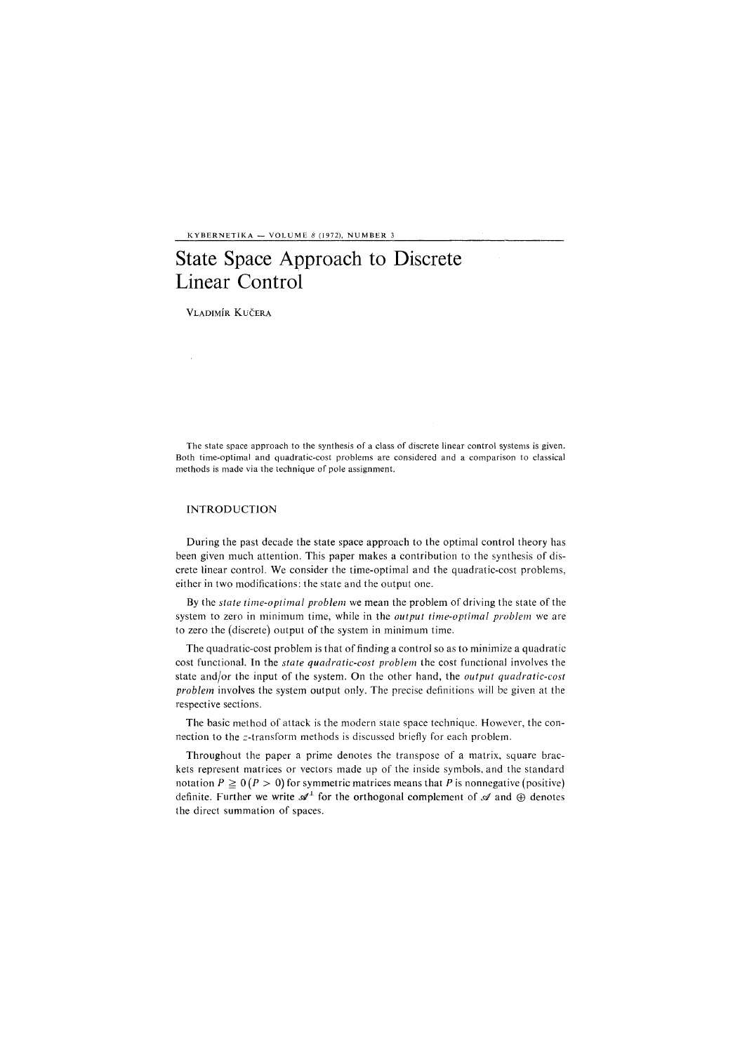# State Space Approach to Discrete Linear Control

Vladimír Kučera

The state space approach to the synthesis of a class of discrete linear control systems is given. Both time-optimal and quadratic-cost problems are considered and a comparison to classical methods is made via the technique of pole assignment.

## INTRODUCTION

During the past decade the state space approach to the optimal control theory has been given much attention. This paper makes a contribution to the synthesis of discrete linear control. We consider the time-optimal and the quadratic-cost problems, either in two modifications: the state and the output one.

By the *state time-optimal problem* we mean the problem of driving the state of the system to zero in minimum time, while in the *output time-optimal problem* we are to zero the (discrete) output of the system in minimum time.

The quadratic-cost problem is that of finding a control so as to minimize a quadratic cost functional. In the *state quadratic-cost problem* the cost functional involves the state and/or the input of the system. On the other hand, the *output quadratic-cost problem* involves the system output only. The precise definitions will be given at the respective sections.

The basic method of attack is the modern state space technique. However, the connection to the $z$-transform methods is discussed briefly for each problem.

Throughout the paper a prime denotes the transpose of a matrix, square brackets represent matrices or vectors made up of the inside symbols, and the standard notation $P \geqq 0$ ($P > 0$) for symmetric matrices means that $P$ is nonnegative (positive) definite. Further we write $\mathscr{A}^{\perp}$ for the orthogonal complement of $\mathscr{A}$ and $\oplus$ denotes the direct summation of spaces.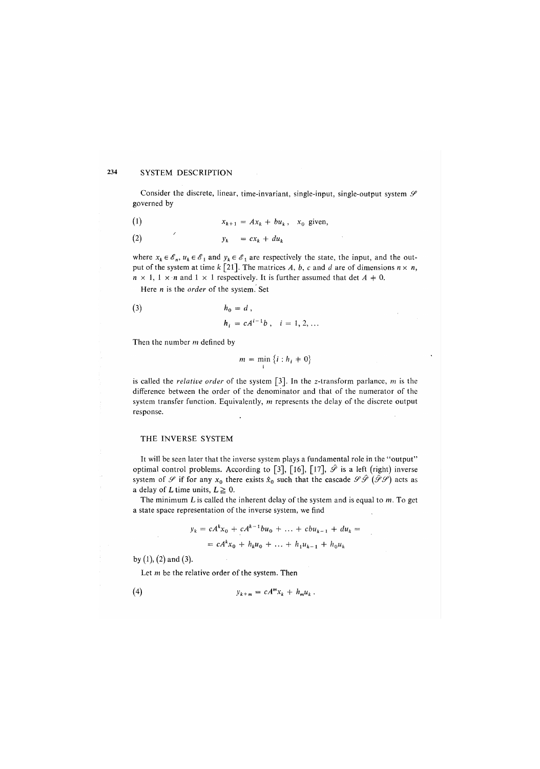## SYSTEM DESCRIPTION

Consider the discrete, linear, time-invariant, single-input, single-output system $\mathscr{S}$ governed by

$$x_{k+1} = Ax_k + bu_k\,, \quad x_0 \text{ given,} \tag{1}$$

$$y_k = cx_k + du_k \tag{2}$$

where $x_k \in \mathscr{E}_n$, $u_k \in \mathscr{E}_1$ and $y_k \in \mathscr{E}_1$ are respectively the state, the input, and the output of the system at time $k$ [21]. The matrices $A$, $b$, $c$ and $d$ are of dimensions $n \times n$, $n \times 1$, $1 \times n$ and $1 \times 1$ respectively. It is further assumed that $\det A \neq 0$.

Here $n$ is the *order* of the system. Set

$$h_0 = d\,, \tag{3}$$

$$h_i = cA^{i-1}b\,, \quad i = 1, 2, \ldots$$

Then the number $m$ defined by

$$m = \min_i \{i : h_i \neq 0\}$$

is called the *relative order* of the system [3]. In the $z$-transform parlance, $m$ is the difference between the order of the denominator and that of the numerator of the system transfer function. Equivalently, $m$ represents the delay of the discrete output response.

## THE INVERSE SYSTEM

It will be seen later that the inverse system plays a fundamental role in the "output" optimal control problems. According to [3], [16], [17], $\hat{\mathscr{S}}$ is a left (right) inverse system of $\mathscr{S}$ if for any $x_0$ there exists $\hat{x}_0$ such that the cascade $\mathscr{S}\hat{\mathscr{S}}$ ($\hat{\mathscr{S}}\mathscr{S}$) acts as a delay of $L$ time units, $L \geqq 0$.

The minimum $L$ is called the inherent delay of the system and is equal to $m$. To get a state space representation of the inverse system, we find

$$y_k = cA^k x_0 + cA^{k-1}bu_0 + \ldots + cbu_{k-1} + du_k =$$

$$= cA^k x_0 + h_k u_0 + \ldots + h_1 u_{k-1} + h_0 u_k$$

by (1), (2) and (3).

Let $m$ be the relative order of the system. Then

$$y_{k+m} = cA^m x_k + h_m u_k\,. \tag{4}$$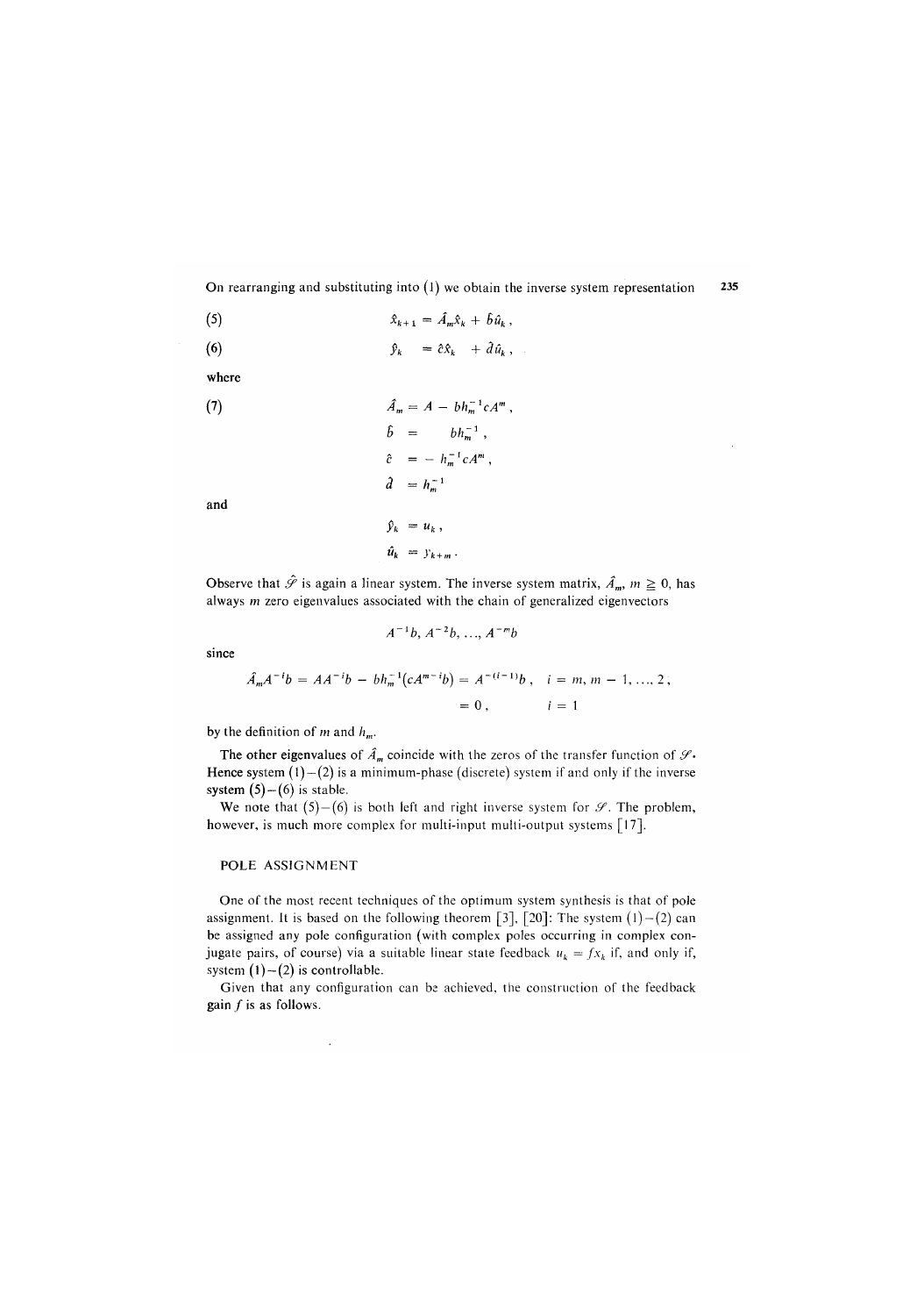On rearranging and substituting into (1) we obtain the inverse system representation

$$\hat{x}_{k+1} = \hat{A}_m \hat{x}_k + \hat{b}\hat{u}_k \,, \tag{5}$$

$$\hat{y}_k = \hat{c}\hat{x}_k + \hat{d}\hat{u}_k \,, \tag{6}$$

where

$$\begin{aligned} \hat{A}_m &= A - bh_m^{-1}cA^m \,, \\ \hat{b} &= bh_m^{-1} \,, \\ \hat{c} &= -h_m^{-1}cA^m \,, \\ \hat{d} &= h_m^{-1} \end{aligned} \tag{7}$$

and

$$\begin{aligned} \hat{y}_k &= u_k \,, \\ \hat{u}_k &= y_{k+m} \,. \end{aligned}$$

Observe that $\hat{\mathscr{S}}$ is again a linear system. The inverse system matrix, $\hat{A}_m$, $m \geqq 0$, has always $m$ zero eigenvalues associated with the chain of generalized eigenvectors

$$A^{-1}b, A^{-2}b, \ldots, A^{-m}b$$

since

$$\begin{aligned} \hat{A}_m A^{-i}b = AA^{-i}b - bh_m^{-1}(cA^{m-i}b) &= A^{-(i-1)}b \,, \quad i = m, m-1, \ldots, 2 \,, \\ &= 0 \,, \qquad\qquad i = 1 \end{aligned}$$

by the definition of $m$ and $h_m$.

The other eigenvalues of $\hat{A}_m$ coincide with the zeros of the transfer function of $\mathscr{S}$. Hence system (1)–(2) is a minimum-phase (discrete) system if and only if the inverse system (5)–(6) is stable.

We note that (5)–(6) is both left and right inverse system for $\mathscr{S}$. The problem, however, is much more complex for multi-input multi-output systems [17].

## POLE ASSIGNMENT

One of the most recent techniques of the optimum system synthesis is that of pole assignment. It is based on the following theorem [3], [20]: The system (1)–(2) can be assigned any pole configuration (with complex poles occurring in complex conjugate pairs, of course) via a suitable linear state feedback $u_k = fx_k$ if, and only if, system (1)–(2) is controllable.

Given that any configuration can be achieved, the construction of the feedback gain $f$ is as follows.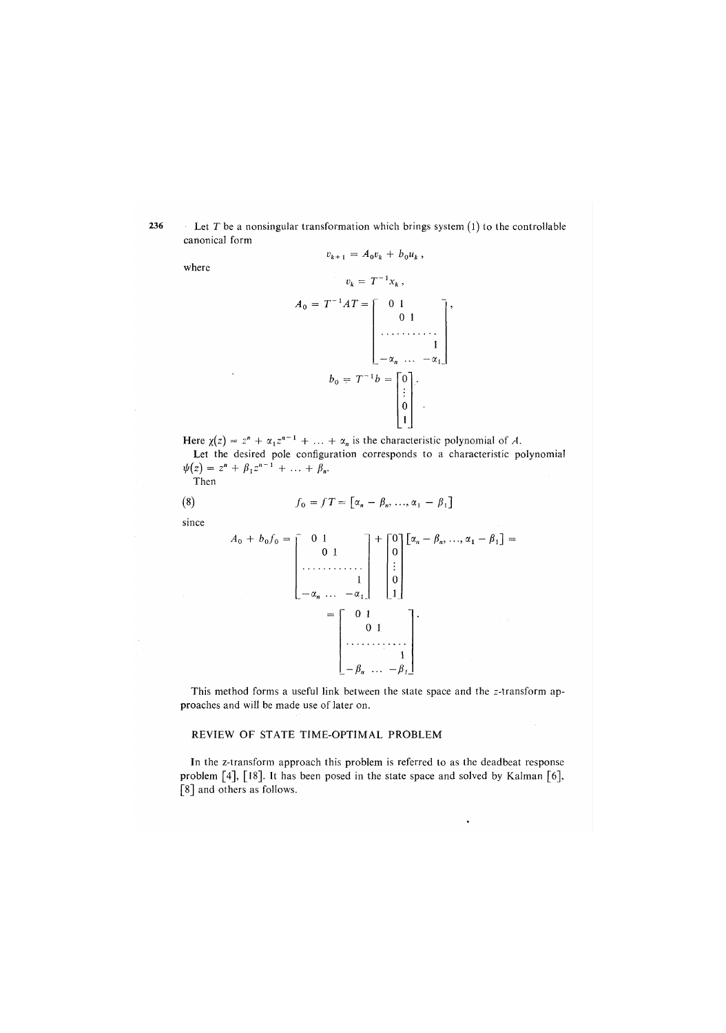Let $T$ be a nonsingular transformation which brings system (1) to the controllable canonical form

$$v_{k+1} = A_0 v_k + b_0 u_k \,,$$

where

$$v_k = T^{-1} x_k \,,$$

$$A_0 = T^{-1} A T = \begin{bmatrix} 0 & 1 & & \\ & 0 & 1 & \\ \cdots & \cdots & \cdots & \cdots \\ & & & 1 \\ -\alpha_n & \cdots & & -\alpha_1 \end{bmatrix},$$

$$b_0 = T^{-1} b = \begin{bmatrix} 0 \\ \vdots \\ 0 \\ 1 \end{bmatrix}.$$

Here $\chi(z) = z^n + \alpha_1 z^{n-1} + \ldots + \alpha_n$ is the characteristic polynomial of $A$.

Let the desired pole configuration corresponds to a characteristic polynomial $\psi(z) = z^n + \beta_1 z^{n-1} + \ldots + \beta_n$.

Then

$$f_0 = fT = [\alpha_n - \beta_n, \ldots, \alpha_1 - \beta_1] \tag{8}$$

since

$$A_0 + b_0 f_0 = \begin{bmatrix} 0 & 1 & & \\ & 0 & 1 & \\ \cdots & \cdots & \cdots & \cdots \\ & & & 1 \\ -\alpha_n & \cdots & & -\alpha_1 \end{bmatrix} + \begin{bmatrix} 0 \\ 0 \\ \vdots \\ 0 \\ 1 \end{bmatrix} [\alpha_n - \beta_n, \ldots, \alpha_1 - \beta_1] =$$

$$= \begin{bmatrix} 0 & 1 & & \\ & 0 & 1 & \\ \cdots & \cdots & \cdots & \cdots \\ & & & 1 \\ -\beta_n & \cdots & & -\beta_1 \end{bmatrix}.$$

This method forms a useful link between the state space and the $z$-transform approaches and will be made use of later on.

## REVIEW OF STATE TIME-OPTIMAL PROBLEM

In the z-transform approach this problem is referred to as the deadbeat response problem [4], [18]. It has been posed in the state space and solved by Kalman [6], [8] and others as follows.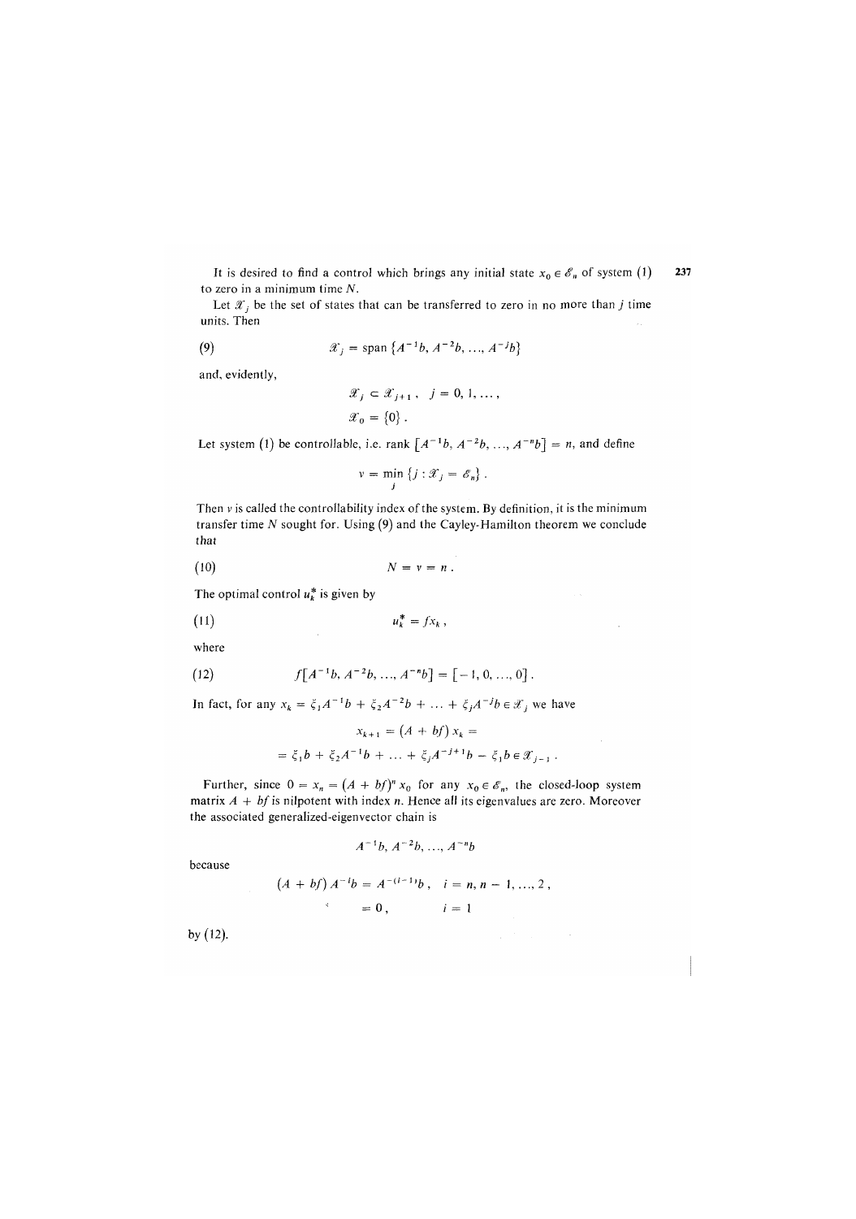It is desired to find a control which brings any initial state $x_0 \in \mathscr{E}_n$ of system (1) to zero in a minimum time $N$.

Let $\mathscr{X}_j$ be the set of states that can be transferred to zero in no more than $j$ time units. Then

$$\mathscr{X}_j = \operatorname{span}\{A^{-1}b, A^{-2}b, \ldots, A^{-j}b\} \tag{9}$$

and, evidently,

$$\mathscr{X}_j \subset \mathscr{X}_{j+1}, \quad j = 0, 1, \ldots,$$

$$\mathscr{X}_0 = \{0\}.$$

Let system (1) be controllable, i.e. rank $[A^{-1}b, A^{-2}b, \ldots, A^{-n}b] = n$, and define

$$\nu = \min_j \{j : \mathscr{X}_j = \mathscr{E}_n\}.$$

Then $\nu$ is called the controllability index of the system. By definition, it is the minimum transfer time $N$ sought for. Using (9) and the Cayley-Hamilton theorem we conclude that

$$N = \nu = n. \tag{10}$$

The optimal control $u_k^*$ is given by

$$u_k^* = f x_k, \tag{11}$$

where

$$f[A^{-1}b, A^{-2}b, \ldots, A^{-n}b] = [-1, 0, \ldots, 0]. \tag{12}$$

In fact, for any $x_k = \xi_1 A^{-1}b + \xi_2 A^{-2}b + \ldots + \xi_j A^{-j}b \in \mathscr{X}_j$ we have

$$x_{k+1} = (A + bf)\, x_k =$$

$$= \xi_1 b + \xi_2 A^{-1}b + \ldots + \xi_j A^{-j+1}b - \xi_1 b \in \mathscr{X}_{j-1}.$$

Further, since $0 = x_n = (A + bf)^n x_0$ for any $x_0 \in \mathscr{E}_n$, the closed-loop system matrix $A + bf$ is nilpotent with index $n$. Hence all its eigenvalues are zero. Moreover the associated generalized-eigenvector chain is

$$A^{-1}b, A^{-2}b, \ldots, A^{-n}b$$

because

$$(A + bf)\, A^{-i}b = A^{-(i-1)}b, \quad i = n, n-1, \ldots, 2,$$

$$= 0, \quad i = 1$$

by (12).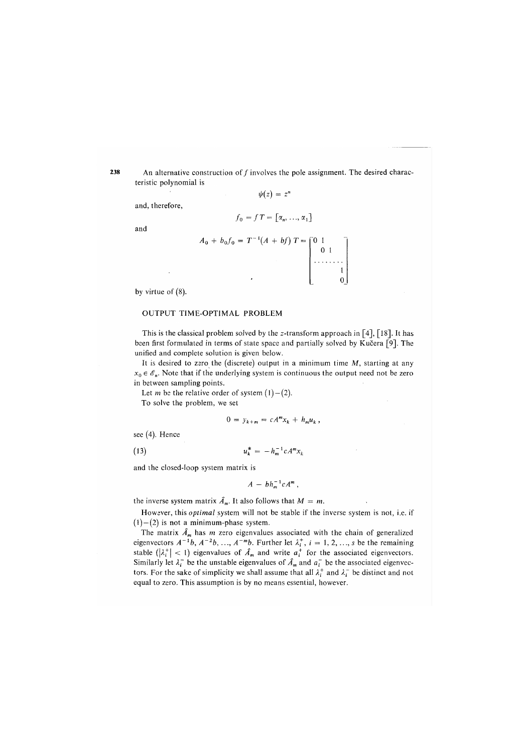An alternative construction of $f$ involves the pole assignment. The desired characteristic polynomial is

$$\psi(z) = z^n$$

and, therefore,

$$f_0 = fT = [\alpha_n, \ldots, \alpha_1]$$

and

$$A_0 + b_0 f_0 = T^{-1}(A + bf)\,T = \begin{bmatrix} 0 & 1 & & & \\ & 0 & 1 & & \\ & & \cdots & \cdots & \\ & & & & 1 \\ & & & & 0 \end{bmatrix}$$

by virtue of (8).

## OUTPUT TIME-OPTIMAL PROBLEM

This is the classical problem solved by the $z$-transform approach in [4], [18]. It has been first formulated in terms of state space and partially solved by Kučera [9]. The unified and complete solution is given below.

It is desired to zero the (discrete) output in a minimum time $M$, starting at any $x_0 \in \mathscr{E}_n$. Note that if the underlying system is continuous the output need not be zero in between sampling points.

Let $m$ be the relative order of system (1)–(2).

To solve the problem, we set

$$0 = y_{k+m} = cA^m x_k + h_m u_k\,,$$

see (4). Hence

$$u_k^* = -h_m^{-1} cA^m x_k \tag{13}$$

and the closed-loop system matrix is

$$A - bh_m^{-1} cA^m\,,$$

the inverse system matrix $\hat{A}_m$. It also follows that $M = m$.

However, this *optimal* system will not be stable if the inverse system is not, i.e. if (1)–(2) is not a minimum-phase system.

The matrix $\hat{A}_m$ has $m$ zero eigenvalues associated with the chain of generalized eigenvectors $A^{-1}b, A^{-2}b, \ldots, A^{-m}b$. Further let $\lambda_i^+$, $i = 1, 2, \ldots, s$ be the remaining stable ($|\lambda_i^+| < 1$) eigenvalues of $\hat{A}_m$ and write $a_i^+$ for the associated eigenvectors. Similarly let $\lambda_i^-$ be the unstable eigenvalues of $\hat{A}_m$ and $a_i^-$ be the associated eigenvectors. For the sake of simplicity we shall assume that all $\lambda_i^+$ and $\lambda_i^-$ be distinct and not equal to zero. This assumption is by no means essential, however.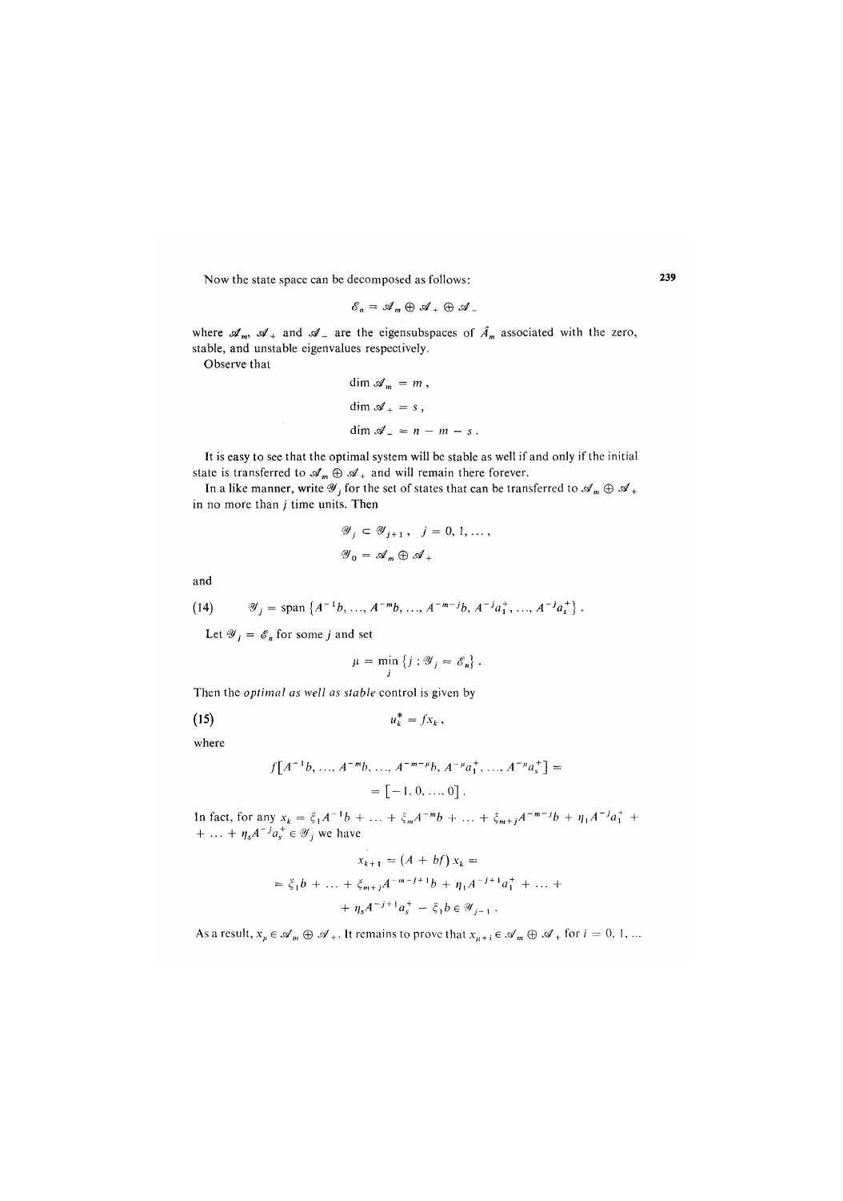Now the state space can be decomposed as follows:

$$\mathscr{E}_n = \mathscr{A}_m \oplus \mathscr{A}_+ \oplus \mathscr{A}_-$$

where $\mathscr{A}_m$, $\mathscr{A}_+$ and $\mathscr{A}_-$ are the eigensubspaces of $\hat{A}_m$ associated with the zero, stable, and unstable eigenvalues respectively.

Observe that

$$\dim \mathscr{A}_m = m\,,$$

$$\dim \mathscr{A}_+ = s\,,$$

$$\dim \mathscr{A}_- = n - m - s\,.$$

It is easy to see that the optimal system will be stable as well if and only if the initial state is transferred to $\mathscr{A}_m \oplus \mathscr{A}_+$ and will remain there forever.

In a like manner, write $\mathscr{Y}_j$ for the set of states that can be transferred to $\mathscr{A}_m \oplus \mathscr{A}_+$ in no more than $j$ time units. Then

$$\mathscr{Y}_j \subset \mathscr{Y}_{j+1}\,, \quad j = 0, 1, \ldots,$$

$$\mathscr{Y}_0 = \mathscr{A}_m \oplus \mathscr{A}_+$$

and

$$\mathscr{Y}_j = \operatorname{span}\{A^{-1}b, \ldots, A^{-m}b, \ldots, A^{-m-j}b, A^{-j}a_1^+, \ldots, A^{-j}a_s^+\}\,. \tag{14}$$

Let $\mathscr{Y}_j = \mathscr{E}_n$ for some $j$ and set

$$\mu = \min_j \{j : \mathscr{Y}_j = \mathscr{E}_n\}\,.$$

Then the *optimal as well as stable* control is given by

$$u_k^* = f x_k\,, \tag{15}$$

where

$$f[A^{-1}b, \ldots, A^{-m}b, \ldots, A^{-m-\mu}b, A^{-\mu}a_1^+, \ldots, A^{-\mu}a_s^+] =$$
$$= [-1, 0, \ldots, 0]\,.$$

In fact, for any $x_k = \xi_1 A^{-1}b + \ldots + \xi_m A^{-m}b + \ldots + \xi_{m+j}A^{-m-j}b + \eta_1 A^{-j}a_1^+ + \ldots + \eta_s A^{-j}a_s^+ \in \mathscr{Y}_j$ we have

$$x_{k+1} = (A + bf)\, x_k =$$
$$= \xi_1 b + \ldots + \xi_{m+j}A^{-m-j+1}b + \eta_1 A^{-j+1}a_1^+ + \ldots +$$
$$+ \eta_s A^{-j+1}a_s^+ - \xi_1 b \in \mathscr{Y}_{j-1}\,.$$

As a result, $x_\mu \in \mathscr{A}_m \oplus \mathscr{A}_+$. It remains to prove that $x_{\mu+i} \in \mathscr{A}_m \oplus \mathscr{A}_+$ for $i = 0, 1, \ldots$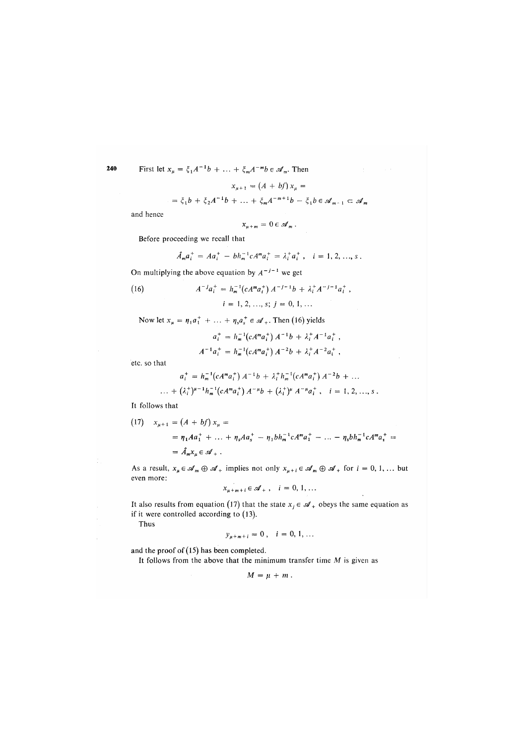First let $x_\mu = \xi_1 A^{-1} b + \ldots + \xi_m A^{-m} b \in \mathscr{A}_m$. Then

$$x_{\mu+1} = (A + bf)\, x_\mu =$$
$$= \xi_1 b + \xi_2 A^{-1} b + \ldots + \xi_m A^{-m+1} b - \xi_1 b \in \mathscr{A}_{m-1} \subset \mathscr{A}_m$$

and hence

$$x_{\mu+m} = 0 \in \mathscr{A}_m\,.$$

Before proceeding we recall that

$$\hat{A}_m a_i^+ = A a_i^+ - b h_m^{-1} c A^m a_i^+ = \lambda_i^+ a_i^+\,, \quad i = 1, 2, \ldots, s\,.$$

On multiplying the above equation by $A^{-j-1}$ we get

$$A^{-j} a_i^+ = h_m^{-1}(c A^m a_i^+)\, A^{-j-1} b + \lambda_i^+ A^{-j-1} a_i^+\,, \tag{16}$$
$$i = 1, 2, \ldots, s;\; j = 0, 1, \ldots$$

Now let $x_\mu = \eta_1 a_1^+ + \ldots + \eta_s a_s^+ \in \mathscr{A}_+$. Then (16) yields

$$a_i^+ = h_m^{-1}(c A^m a_i^+)\, A^{-1} b + \lambda_i^+ A^{-1} a_i^+\,,$$
$$A^{-1} a_i^+ = h_m^{-1}(c A^m a_i^+)\, A^{-2} b + \lambda_i^+ A^{-2} a_i^+\,,$$

etc. so that

$$a_i^+ = h_m^{-1}(c A^m a_i^+)\, A^{-1} b + \lambda_i^+ h_m^{-1}(c A^m a_i^+)\, A^{-2} b + \ldots$$
$$\ldots + (\lambda_i^+)^{\mu-1} h_m^{-1}(c A^m a_i^+)\, A^{-\mu} b + (\lambda_i^+)^\mu A^{-\mu} a_i^+\,, \quad i = 1, 2, \ldots, s\,.$$

It follows that

$$x_{\mu+1} = (A + bf)\, x_\mu = \tag{17}$$
$$= \eta_1 A a_1^+ + \ldots + \eta_s A a_s^+ - \eta_1 b h_m^{-1} c A^m a_1^+ - \ldots - \eta_s b h_m^{-1} c A^m a_s^+ =$$
$$= \hat{A}_m x_\mu \in \mathscr{A}_+\,.$$

As a result, $x_\mu \in \mathscr{A}_m \oplus \mathscr{A}_+$ implies not only $x_{\mu+i} \in \mathscr{A}_m \oplus \mathscr{A}_+$ for $i = 0, 1, \ldots$ but even more:

$$x_{\mu+m+i} \in \mathscr{A}_+\,, \quad i = 0, 1, \ldots$$

It also results from equation (17) that the state $x_j \in \mathscr{A}_+$ obeys the same equation as if it were controlled according to (13).

Thus

$$y_{\mu+m+i} = 0\,, \quad i = 0, 1, \ldots$$

and the proof of (15) has been completed.

It follows from the above that the minimum transfer time $M$ is given as

$$M = \mu + m\,.$$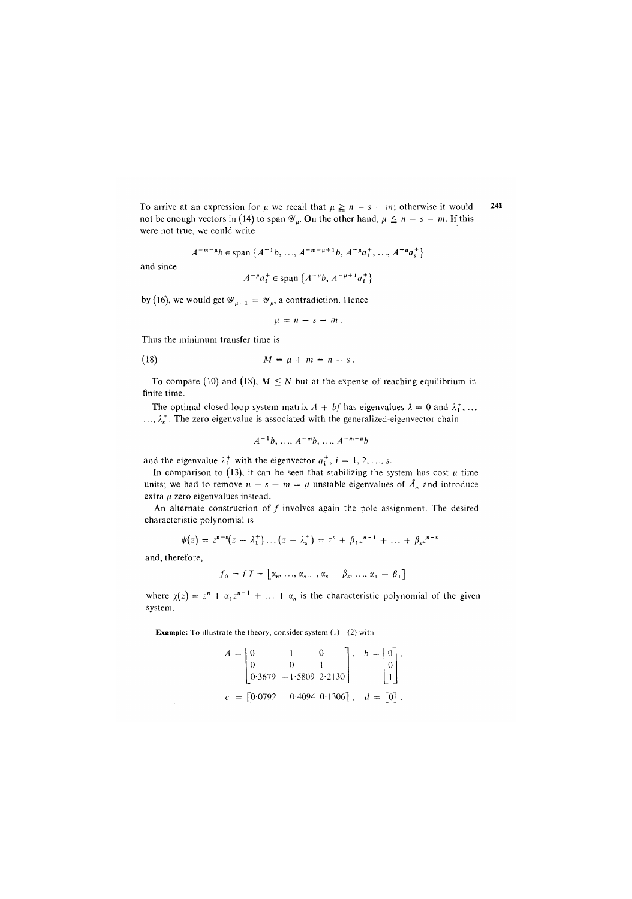To arrive at an expression for $\mu$ we recall that $\mu \geqq n - s - m$; otherwise it would not be enough vectors in (14) to span $\mathscr{Y}_\mu$. On the other hand, $\mu \leqq n - s - m$. If this were not true, we could write

$$A^{-m-\mu}b \in \operatorname{span}\{A^{-1}b, \ldots, A^{-m-\mu+1}b, A^{-\mu}a_1^+, \ldots, A^{-\mu}a_s^+\}$$

and since

$$A^{-\mu}a_i^+ \in \operatorname{span}\{A^{-\mu}b, A^{-\mu+1}a_i^+\}$$

by (16), we would get $\mathscr{Y}_{\mu-1} = \mathscr{Y}_\mu$, a contradiction. Hence

$$\mu = n - s - m\,.$$

Thus the minimum transfer time is

$$M = \mu + m = n - s\,. \tag{18}$$

To compare (10) and (18), $M \leqq N$ but at the expense of reaching equilibrium in finite time.

The optimal closed-loop system matrix $A + bf$ has eigenvalues $\lambda = 0$ and $\lambda_1^+, \ldots, \lambda_s^+$. The zero eigenvalue is associated with the generalized-eigenvector chain

$$A^{-1}b, \ldots, A^{-m}b, \ldots, A^{-m-\mu}b$$

and the eigenvalue $\lambda_i^+$ with the eigenvector $a_i^+$, $i = 1, 2, \ldots, s$.

In comparison to (13), it can be seen that stabilizing the system has cost $\mu$ time units; we had to remove $n - s - m = \mu$ unstable eigenvalues of $\hat{A}_m$ and introduce extra $\mu$ zero eigenvalues instead.

An alternate construction of $f$ involves again the pole assignment. The desired characteristic polynomial is

$$\psi(z) = z^{n-s}(z - \lambda_1^+) \ldots (z - \lambda_s^+) = z^n + \beta_1 z^{n-1} + \ldots + \beta_s z^{n-s}$$

and, therefore,

$$f_0 = fT = [\alpha_n, \ldots, \alpha_{s+1}, \alpha_s - \beta_s, \ldots, \alpha_1 - \beta_1]$$

where $\chi(z) = z^n + \alpha_1 z^{n-1} + \ldots + \alpha_n$ is the characteristic polynomial of the given system.

**Example:** To illustrate the theory, consider system (1)—(2) with

$$A = \begin{bmatrix} 0 & 1 & 0 \\ 0 & 0 & 1 \\ 0{\cdot}3679 & -1{\cdot}5809 & 2{\cdot}2130 \end{bmatrix}, \quad b = \begin{bmatrix} 0 \\ 0 \\ 1 \end{bmatrix},$$

$$c = [0{\cdot}0792 \quad 0{\cdot}4094 \quad 0{\cdot}1306]\,, \quad d = [0]\,.$$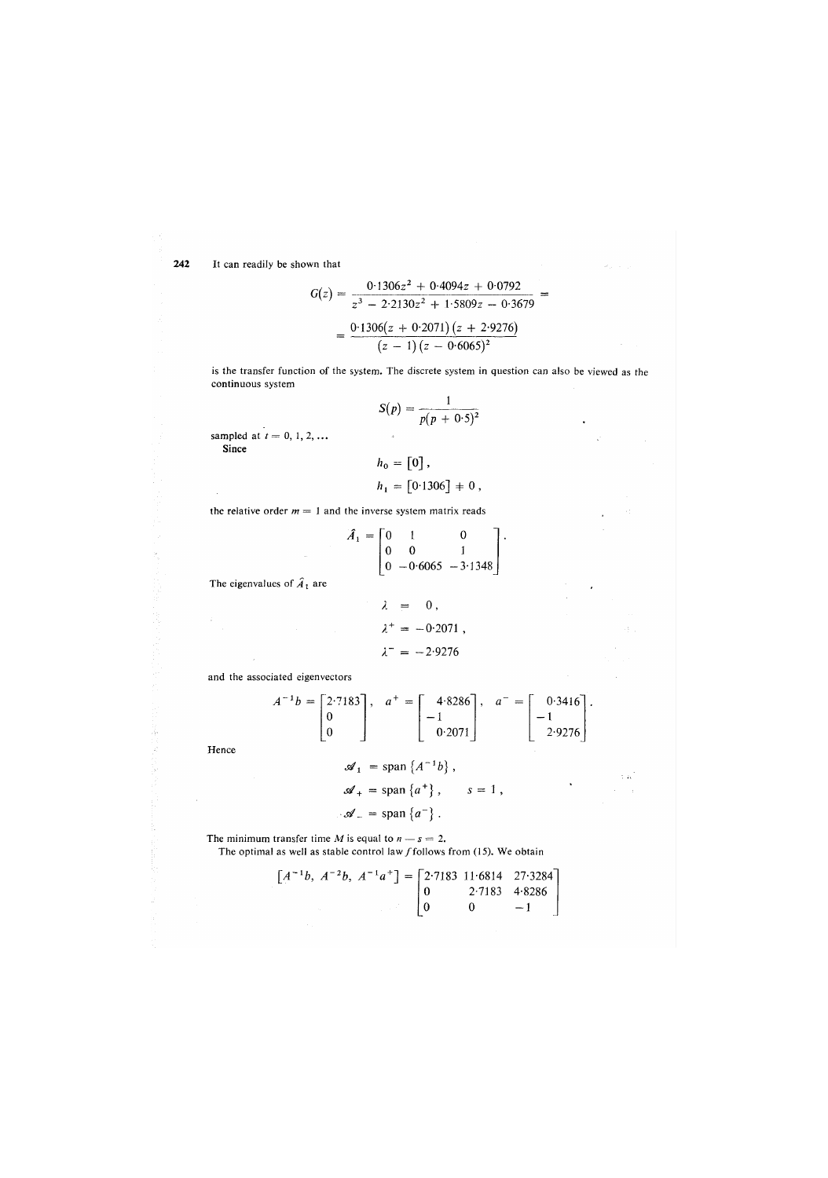It can readily be shown that

$$G(z) = \frac{0{\cdot}1306z^2 + 0{\cdot}4094z + 0{\cdot}0792}{z^3 - 2{\cdot}2130z^2 + 1{\cdot}5809z - 0{\cdot}3679} =$$

$$= \frac{0{\cdot}1306(z + 0{\cdot}2071)(z + 2{\cdot}9276)}{(z - 1)(z - 0{\cdot}6065)^2}$$

is the transfer function of the system. The discrete system in question can also be viewed as the continuous system

$$S(p) = \frac{1}{p(p + 0{\cdot}5)^2}$$

sampled at $t = 0, 1, 2, \ldots$

Since

$$h_0 = [0],$$

$$h_1 = [0{\cdot}1306] \neq 0,$$

the relative order $m = 1$ and the inverse system matrix reads

$$\hat{A}_1 = \begin{bmatrix} 0 & 1 & 0 \\ 0 & 0 & 1 \\ 0 & -0{\cdot}6065 & -3{\cdot}1348 \end{bmatrix}.$$

The eigenvalues of $\hat{A}_1$ are

$$\lambda = 0,$$

$$\lambda^+ = -0{\cdot}2071,$$

$$\lambda^- = -2{\cdot}9276$$

and the associated eigenvectors

$$A^{-1}b = \begin{bmatrix} 2{\cdot}7183 \\ 0 \\ 0 \end{bmatrix}, \quad a^+ = \begin{bmatrix} 4{\cdot}8286 \\ -1 \\ 0{\cdot}2071 \end{bmatrix}, \quad a^- = \begin{bmatrix} 0{\cdot}3416 \\ -1 \\ 2{\cdot}9276 \end{bmatrix}.$$

Hence

$$\mathscr{A}_1 = \operatorname{span}\{A^{-1}b\},$$

$$\mathscr{A}_+ = \operatorname{span}\{a^+\}, \qquad s = 1,$$

$$\mathscr{A}_- = \operatorname{span}\{a^-\}.$$

The minimum transfer time $M$ is equal to $n - s = 2$.

The optimal as well as stable control law $f$ follows from (15). We obtain

$$[A^{-1}b,\ A^{-2}b,\ A^{-1}a^+] = \begin{bmatrix} 2{\cdot}7183 & 11{\cdot}6814 & 27{\cdot}3284 \\ 0 & 2{\cdot}7183 & 4{\cdot}8286 \\ 0 & 0 & -1 \end{bmatrix}$$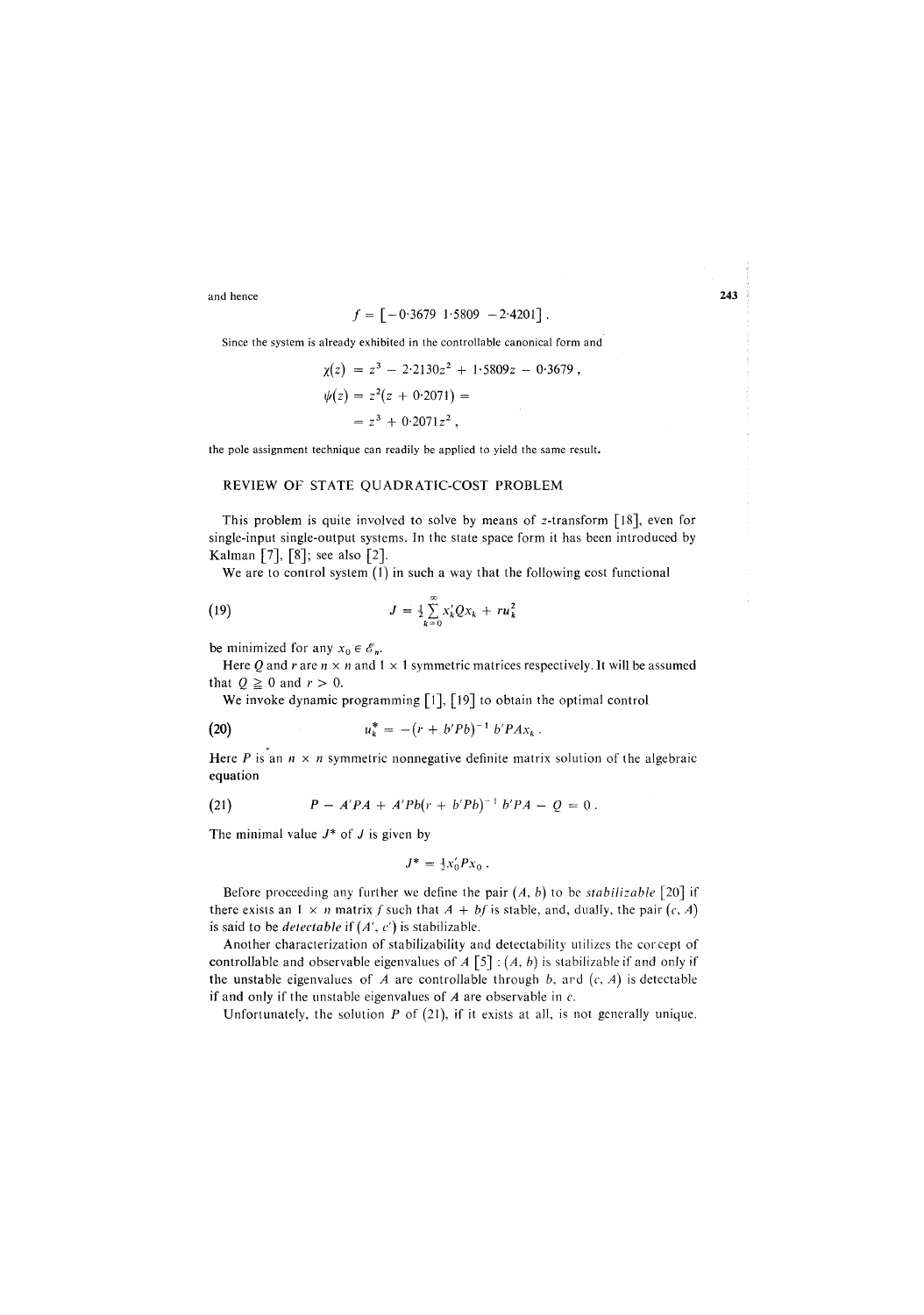and hence

$$f = [-0{\cdot}3679 \;\; 1{\cdot}5809 \;\; -2{\cdot}4201] .$$

Since the system is already exhibited in the controllable canonical form and

$$\chi(z) = z^3 - 2{\cdot}2130z^2 + 1{\cdot}5809z - 0{\cdot}3679 ,$$

$$\psi(z) = z^2(z + 0{\cdot}2071) =$$

$$= z^3 + 0{\cdot}2071z^2 ,$$

the pole assignment technique can readily be applied to yield the same result.

## REVIEW OF STATE QUADRATIC-COST PROBLEM

This problem is quite involved to solve by means of $z$-transform [18], even for single-input single-output systems. In the state space form it has been introduced by Kalman [7], [8]; see also [2].

We are to control system (1) in such a way that the following cost functional

$$J = \tfrac{1}{2} \sum_{k=0}^{\infty} x_k' Q x_k + r u_k^2 \tag{19}$$

be minimized for any $x_0 \in \mathscr{E}_n$.

Here $Q$ and $r$ are $n \times n$ and $1 \times 1$ symmetric matrices respectively. It will be assumed that $Q \geqq 0$ and $r > 0$.

We invoke dynamic programming [1], [19] to obtain the optimal control

$$u_k^* = -(r + b'Pb)^{-1} \, b'PAx_k . \tag{20}$$

Here $P$ is an $n \times n$ symmetric nonnegative definite matrix solution of the algebraic equation

$$P - A'PA + A'Pb(r + b'Pb)^{-1} \, b'PA - Q = 0 . \tag{21}$$

The minimal value $J^*$ of $J$ is given by

$$J^* = \tfrac{1}{2} x_0' P x_0 .$$

Before proceeding any further we define the pair $(A, b)$ to be *stabilizable* [20] if there exists an $1 \times n$ matrix $f$ such that $A + bf$ is stable, and, dually, the pair $(c, A)$ is said to be *detectable* if $(A', c')$ is stabilizable.

Another characterization of stabilizability and detectability utilizes the concept of controllable and observable eigenvalues of $A$ [5] : $(A, b)$ is stabilizable if and only if the unstable eigenvalues of $A$ are controllable through $b$, and $(c, A)$ is detectable if and only if the unstable eigenvalues of $A$ are observable in $c$.

Unfortunately, the solution $P$ of (21), if it exists at all, is not generally unique.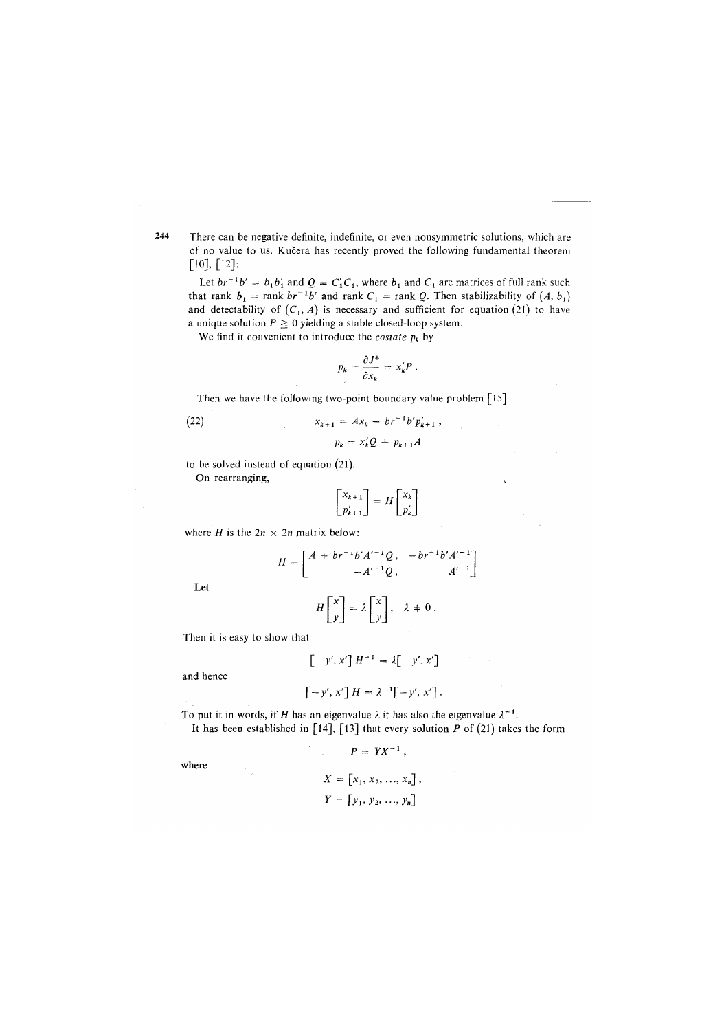There can be negative definite, indefinite, or even nonsymmetric solutions, which are of no value to us. Kučera has recently proved the following fundamental theorem [10], [12]:

Let $br^{-1}b' = b_1b_1'$ and $Q = C_1'C_1$, where $b_1$ and $C_1$ are matrices of full rank such that rank $b_1$ = rank $br^{-1}b'$ and rank $C_1$ = rank $Q$. Then stabilizability of $(A, b_1)$ and detectability of $(C_1, A)$ is necessary and sufficient for equation (21) to have a unique solution $P \geqq 0$ yielding a stable closed-loop system.

We find it convenient to introduce the *costate* $p_k$ by

$$p_k = \frac{\partial J^*}{\partial x_k} = x_k'P\,.$$

Then we have the following two-point boundary value problem [15]

$$x_{k+1} = Ax_k - br^{-1}b'p_{k+1}'\,, \tag{22}$$

$$p_k = x_k'Q + p_{k+1}A$$

to be solved instead of equation (21).

On rearranging,

$$\begin{bmatrix} x_{k+1} \\ p_{k+1}' \end{bmatrix} = H \begin{bmatrix} x_k \\ p_k' \end{bmatrix}$$

where $H$ is the $2n \times 2n$ matrix below:

$$H = \begin{bmatrix} A + br^{-1}b'A'^{-1}Q\,, & -br^{-1}b'A'^{-1} \\ -A'^{-1}Q\,, & A'^{-1} \end{bmatrix}$$

Let

$$H\begin{bmatrix} x \\ y \end{bmatrix} = \lambda \begin{bmatrix} x \\ y \end{bmatrix}, \quad \lambda \neq 0\,.$$

Then it is easy to show that

$$[-y', x']\,H^{-1} = \lambda[-y', x']$$

and hence

$$[-y', x']\,H = \lambda^{-1}[-y', x']\,.$$

To put it in words, if $H$ has an eigenvalue $\lambda$ it has also the eigenvalue $\lambda^{-1}$.

It has been established in [14], [13] that every solution $P$ of (21) takes the form

$$P = YX^{-1}\,,$$

where

$$X = [x_1, x_2, \ldots, x_n]\,,$$

$$Y = [y_1, y_2, \ldots, y_n]$$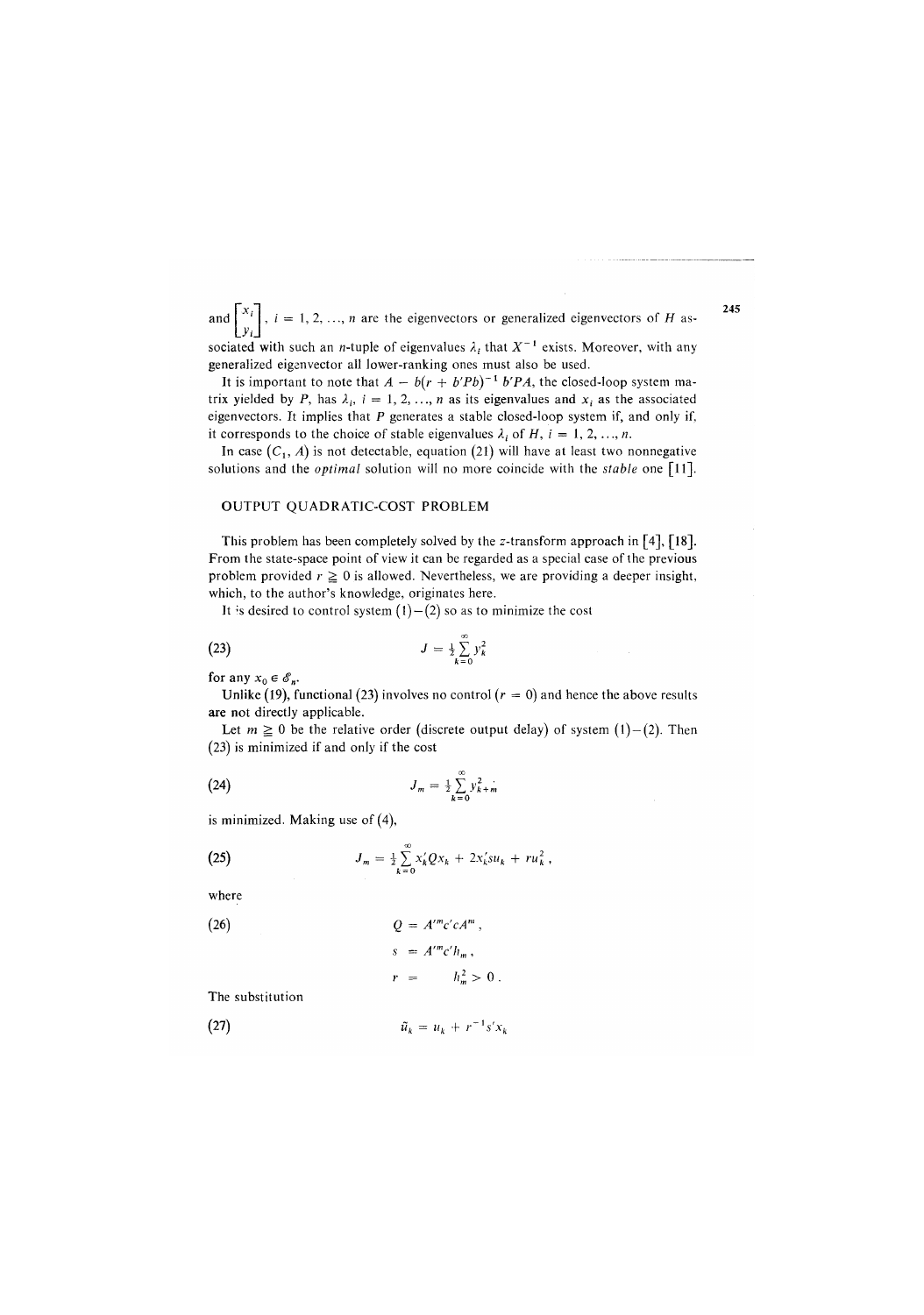and $\begin{bmatrix} x_i \\ y_i \end{bmatrix}$, $i = 1, 2, \ldots, n$ are the eigenvectors or generalized eigenvectors of $H$ associated with such an $n$-tuple of eigenvalues $\lambda_i$ that $X^{-1}$ exists. Moreover, with any generalized eigenvector all lower-ranking ones must also be used.

It is important to note that $A - b(r + b'Pb)^{-1} b'PA$, the closed-loop system matrix yielded by $P$, has $\lambda_i$, $i = 1, 2, \ldots, n$ as its eigenvalues and $x_i$ as the associated eigenvectors. It implies that $P$ generates a stable closed-loop system if, and only if, it corresponds to the choice of stable eigenvalues $\lambda_i$ of $H$, $i = 1, 2, \ldots, n$.

In case $(C_1, A)$ is not detectable, equation (21) will have at least two nonnegative solutions and the *optimal* solution will no more coincide with the *stable* one [11].

## OUTPUT QUADRATIC-COST PROBLEM

This problem has been completely solved by the $z$-transform approach in [4], [18]. From the state-space point of view it can be regarded as a special case of the previous problem provided $r \geqq 0$ is allowed. Nevertheless, we are providing a deeper insight, which, to the author's knowledge, originates here.

It is desired to control system (1)–(2) so as to minimize the cost

$$J = \tfrac{1}{2} \sum_{k=0}^{\infty} y_k^2 \tag{23}$$

for any $x_0 \in \mathscr{E}_n$.

Unlike (19), functional (23) involves no control ($r = 0$) and hence the above results are not directly applicable.

Let $m \geqq 0$ be the relative order (discrete output delay) of system (1)–(2). Then (23) is minimized if and only if the cost

$$J_m = \tfrac{1}{2} \sum_{k=0}^{\infty} y_{k+m}^2 \tag{24}$$

is minimized. Making use of (4),

$$J_m = \tfrac{1}{2} \sum_{k=0}^{\infty} x_k' Q x_k + 2 x_k' s u_k + r u_k^2 , \tag{25}$$

where

$$\begin{aligned} Q &= A'^m c' c A^m , \\ s &= A'^m c' h_m , \\ r &= h_m^2 > 0 . \end{aligned} \tag{26}$$

The substitution

$$\tilde{u}_k = u_k + r^{-1} s' x_k \tag{27}$$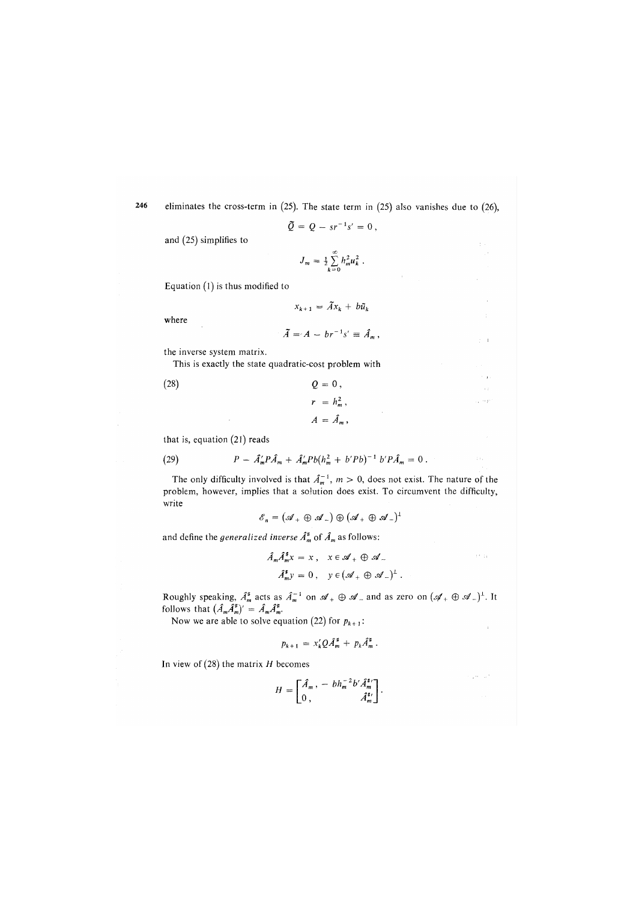eliminates the cross-term in (25). The state term in (25) also vanishes due to (26),

$$\tilde{Q} = Q - sr^{-1}s' = 0\,,$$

and (25) simplifies to

$$J_m = \tfrac{1}{2}\sum_{k=0}^{\infty} h_m^2 u_k^2\,.$$

Equation (1) is thus modified to

$$x_{k+1} = \tilde{A}x_k + b\tilde{u}_k$$

where

$$\tilde{A} = A - br^{-1}s' \equiv \hat{A}_m\,,$$

the inverse system matrix.

This is exactly the state quadratic-cost problem with

$$
\begin{aligned}
(28) \qquad\qquad Q &= 0\,,\\
r &= h_m^2\,,\\
A &= \hat{A}_m\,,
\end{aligned}
$$

that is, equation (21) reads

$$(29) \qquad P - \hat{A}_m' P \hat{A}_m + \hat{A}_m' P b (h_m^2 + b'Pb)^{-1}\, b' P \hat{A}_m = 0\,.$$

The only difficulty involved is that $\hat{A}_m^{-1}$, $m > 0$, does not exist. The nature of the problem, however, implies that a solution does exist. To circumvent the difficulty, write

$$\mathscr{E}_n = (\mathscr{A}_+ \oplus \mathscr{A}_-) \oplus (\mathscr{A}_+ \oplus \mathscr{A}_-)^{\perp}$$

and define the *generalized inverse* $\hat{A}_m^{\#}$ of $\hat{A}_m$ as follows:

$$
\begin{aligned}
\hat{A}_m \hat{A}_m^{\#} x &= x\,, \quad x \in \mathscr{A}_+ \oplus \mathscr{A}_-\\
\hat{A}_m^{\#} y &= 0\,, \quad y \in (\mathscr{A}_+ \oplus \mathscr{A}_-)^{\perp}\,.
\end{aligned}
$$

Roughly speaking, $\hat{A}_m^{\#}$ acts as $\hat{A}_m^{-1}$ on $\mathscr{A}_+ \oplus \mathscr{A}_-$ and as zero on $(\mathscr{A}_+ \oplus \mathscr{A}_-)^{\perp}$. It follows that $(\hat{A}_m \hat{A}_m^{\#})' = \hat{A}_m \hat{A}_m^{\#}$.

Now we are able to solve equation (22) for $p_{k+1}$:

$$p_{k+1} = x_k' Q \hat{A}_m^{\#} + p_k \hat{A}_m^{\#}\,.$$

In view of (28) the matrix $H$ becomes

$$H = \begin{bmatrix} \hat{A}_m\,, & -\, b h_m^{-2} b' \hat{A}_m^{\#\prime} \\ 0\,, & \hat{A}_m^{\#\prime} \end{bmatrix}.$$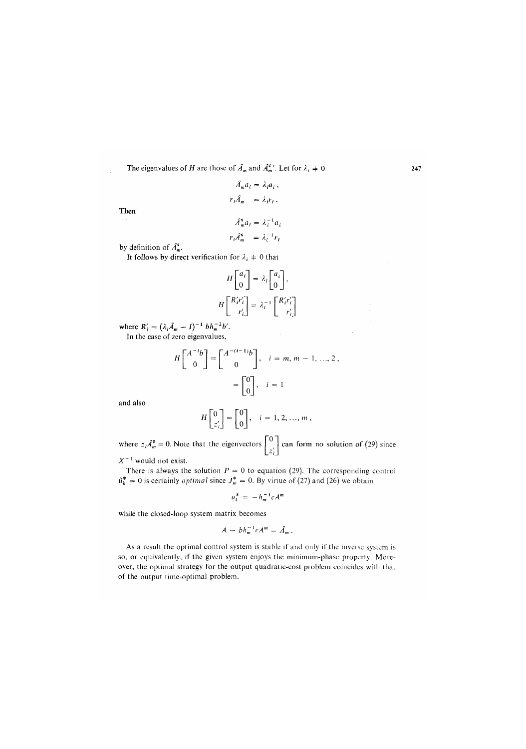The eigenvalues of $H$ are those of $\hat{A}_m$ and $\hat{A}_m^{\#\prime}$. Let for $\lambda_i \neq 0$

$$\hat{A}_m a_i = \lambda_i a_i ,$$

$$r_i \hat{A}_m \;\; = \lambda_i r_i .$$

Then

$$\hat{A}_m^{\#} a_i = \lambda_i^{-1} a_i$$

$$r_i \hat{A}_m^{\#} \;\; = \lambda_i^{-1} r_i$$

by definition of $\hat{A}_m^{\#}$.

It follows by direct verification for $\lambda_i \neq 0$ that

$$H \begin{bmatrix} a_i \\ 0 \end{bmatrix} = \lambda_i \begin{bmatrix} a_i \\ 0 \end{bmatrix},$$

$$H \begin{bmatrix} R_i' r_i' \\ r_i' \end{bmatrix} = \lambda_i^{-1} \begin{bmatrix} R_i' r_i' \\ r_i' \end{bmatrix}$$

where $R_i' = (\lambda_i \hat{A}_m - I)^{-1} \, b h_m^{-2} b'$.

In the case of zero eigenvalues,

$$H \begin{bmatrix} A^{-i} b \\ 0 \end{bmatrix} = \begin{bmatrix} A^{-(i-1)} b \\ 0 \end{bmatrix}, \quad i = m, m-1, \ldots, 2 ,$$

$$= \begin{bmatrix} 0 \\ 0 \end{bmatrix}, \quad i = 1$$

and also

$$H \begin{bmatrix} 0 \\ z_i' \end{bmatrix} = \begin{bmatrix} 0 \\ 0 \end{bmatrix}, \quad i = 1, 2, \ldots, m ,$$

where $z_i \hat{A}_m^{\#} = 0$. Note that the eigenvectors $\begin{bmatrix} 0 \\ z_i' \end{bmatrix}$ can form no solution of (29) since $X^{-1}$ would not exist.

There is always the solution $P = 0$ to equation (29). The corresponding control $\tilde{u}_k^* = 0$ is certainly *optimal* since $J_m^* = 0$. By virtue of (27) and (26) we obtain

$$u_k^* = -h_m^{-1} c A^m$$

while the closed-loop system matrix becomes

$$A - b h_m^{-1} c A^m = \hat{A}_m .$$

As a result the optimal control system is stable if and only if the inverse system is so, or equivalently, if the given system enjoys the minimum-phase property. Moreover, the optimal strategy for the output quadratic-cost problem coincides with that of the output time-optimal problem.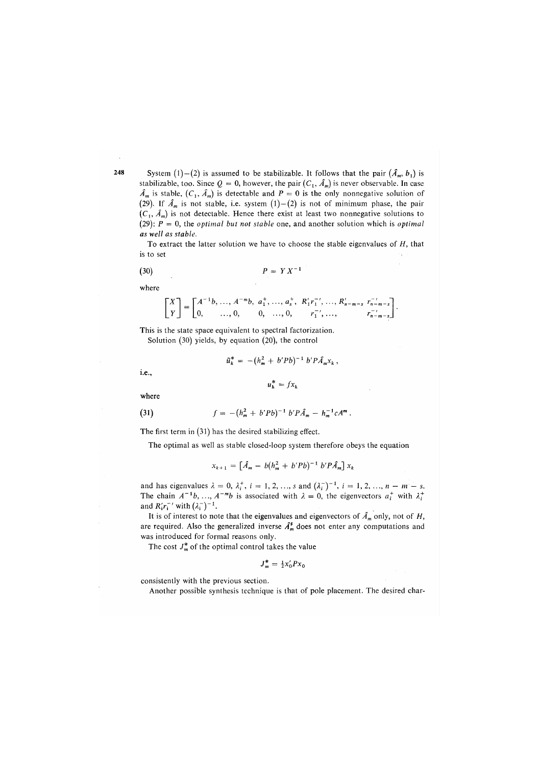System (1)–(2) is assumed to be stabilizable. It follows that the pair $(\hat{A}_m, b_1)$ is stabilizable, too. Since $Q = 0$, however, the pair $(C_1, \hat{A}_m)$ is never observable. In case $\hat{A}_m$ is stable, $(C_1, \hat{A}_m)$ is detectable and $P = 0$ is the only nonnegative solution of (29). If $\hat{A}_m$ is not stable, i.e. system (1)–(2) is not of minimum phase, the pair $(C_1, \hat{A}_m)$ is not detectable. Hence there exist at least two nonnegative solutions to (29): $P = 0$, the *optimal but not stable* one, and another solution which is *optimal as well as stable*.

To extract the latter solution we have to choose the stable eigenvalues of $H$, that is to set

$$P = YX^{-1} \tag{30}$$

where

$$\begin{bmatrix} X \\ Y \end{bmatrix} = \begin{bmatrix} A^{-1}b, \dots, A^{-m}b, & a_1^+, \dots, a_s^+, & R_1' r_1^{-\prime}, \dots, R_{n-m-s}' r_{n-m-s}^{-\prime} \\ 0, \quad \dots, 0, & 0, \quad \dots, 0, & r_1^{-\prime}, \dots, \quad\quad r_{n-m-s}^{-\prime} \end{bmatrix}.$$

This is the state space equivalent to spectral factorization.

Solution (30) yields, by equation (20), the control

$$\tilde{u}_k^* = -(h_m^2 + b'Pb)^{-1} b'P\hat{A}_m x_k ,$$

i.e.,

$$u_k^* = f x_k$$

where

$$f = -(h_m^2 + b'Pb)^{-1} b'P\hat{A}_m - h_m^{-1} c A^m . \tag{31}$$

The first term in (31) has the desired stabilizing effect.

The optimal as well as stable closed-loop system therefore obeys the equation

$$x_{k+1} = \left[\hat{A}_m - b(h_m^2 + b'Pb)^{-1} b'P\hat{A}_m\right] x_k$$

and has eigenvalues $\lambda = 0$, $\lambda_i^+$, $i = 1, 2, \dots, s$ and $(\lambda_i^-)^{-1}$, $i = 1, 2, \dots, n - m - s$. The chain $A^{-1}b, \dots, A^{-m}b$ is associated with $\lambda = 0$, the eigenvectors $a_i^+$ with $\lambda_i^+$ and $R_i' r_i^{-\prime}$ with $(\lambda_i^-)^{-1}$.

It is of interest to note that the eigenvalues and eigenvectors of $\hat{A}_m$ only, not of $H$, are required. Also the generalized inverse $\hat{A}_m^{\#}$ does not enter any computations and was introduced for formal reasons only.

The cost $J_m^*$ of the optimal control takes the value

$$J_m^* = \tfrac{1}{2} x_0' P x_0$$

consistently with the previous section.

Another possible synthesis technique is that of pole placement. The desired char-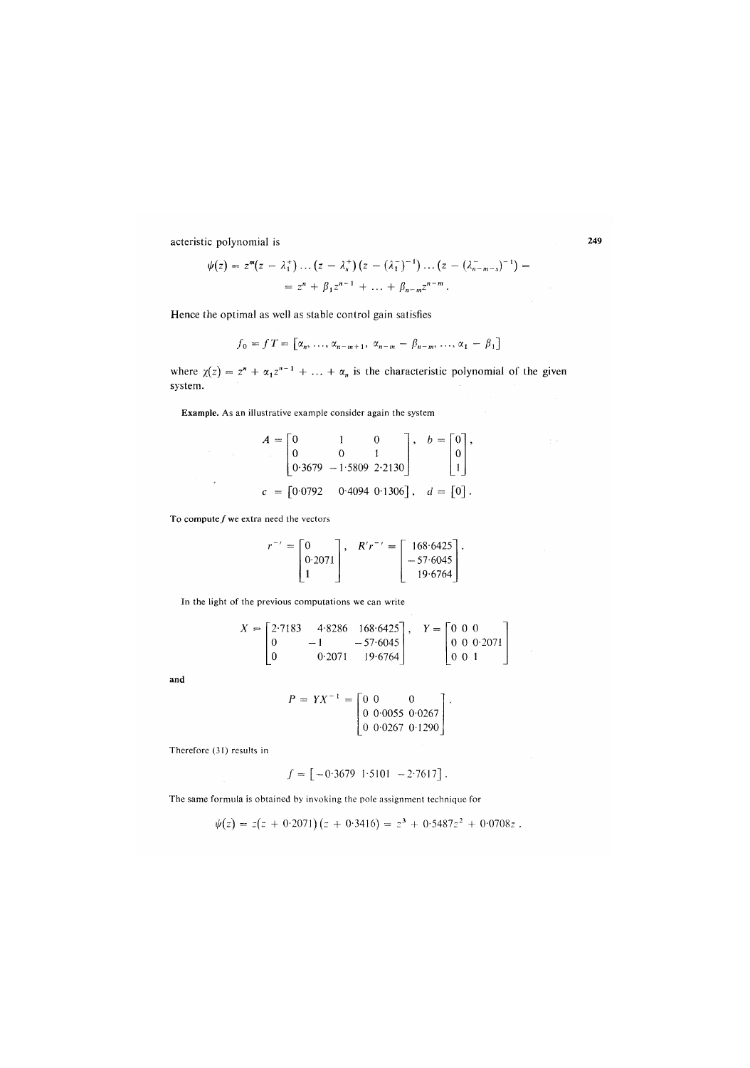acteristic polynomial is

$$\psi(z) = z^m(z - \lambda_1^+) \dots (z - \lambda_s^+)(z - (\lambda_1^-)^{-1}) \dots (z - (\lambda_{n-m-s}^-)^{-1}) =$$

$$= z^n + \beta_1 z^{n-1} + \dots + \beta_{n-m} z^{n-m} .$$

Hence the optimal as well as stable control gain satisfies

$$f_0 = fT = [\alpha_n, \dots, \alpha_{n-m+1}, \alpha_{n-m} - \beta_{n-m}, \dots, \alpha_1 - \beta_1]$$

where $\chi(z) = z^n + \alpha_1 z^{n-1} + \dots + \alpha_n$ is the characteristic polynomial of the given system.

**Example.** As an illustrative example consider again the system

$$A = \begin{bmatrix} 0 & 1 & 0 \\ 0 & 0 & 1 \\ 0{\cdot}3679 & -1{\cdot}5809 & 2{\cdot}2130 \end{bmatrix}, \quad b = \begin{bmatrix} 0 \\ 0 \\ 1 \end{bmatrix},$$

$$c = [0{\cdot}0792 \quad 0{\cdot}4094 \quad 0{\cdot}1306], \quad d = [0] .$$

To compute $f$ we extra need the vectors

$$r^{-\prime} = \begin{bmatrix} 0 \\ 0{\cdot}2071 \\ 1 \end{bmatrix}, \quad R' r^{-\prime} = \begin{bmatrix} 168{\cdot}6425 \\ -57{\cdot}6045 \\ 19{\cdot}6764 \end{bmatrix}.$$

In the light of the previous computations we can write

$$X = \begin{bmatrix} 2{\cdot}7183 & 4{\cdot}8286 & 168{\cdot}6425 \\ 0 & -1 & -57{\cdot}6045 \\ 0 & 0{\cdot}2071 & 19{\cdot}6764 \end{bmatrix}, \quad Y = \begin{bmatrix} 0 & 0 & 0 \\ 0 & 0 & 0{\cdot}2071 \\ 0 & 0 & 1 \end{bmatrix}$$

and

$$P = YX^{-1} = \begin{bmatrix} 0 & 0 & 0 \\ 0 & 0{\cdot}0055 & 0{\cdot}0267 \\ 0 & 0{\cdot}0267 & 0{\cdot}1290 \end{bmatrix}.$$

Therefore (31) results in

$$f = [-0{\cdot}3679 \quad 1{\cdot}5101 \quad -2{\cdot}7617] .$$

The same formula is obtained by invoking the pole assignment technique for

$$\psi(z) = z(z + 0{\cdot}2071)(z + 0{\cdot}3416) = z^3 + 0{\cdot}5487z^2 + 0{\cdot}0708z .$$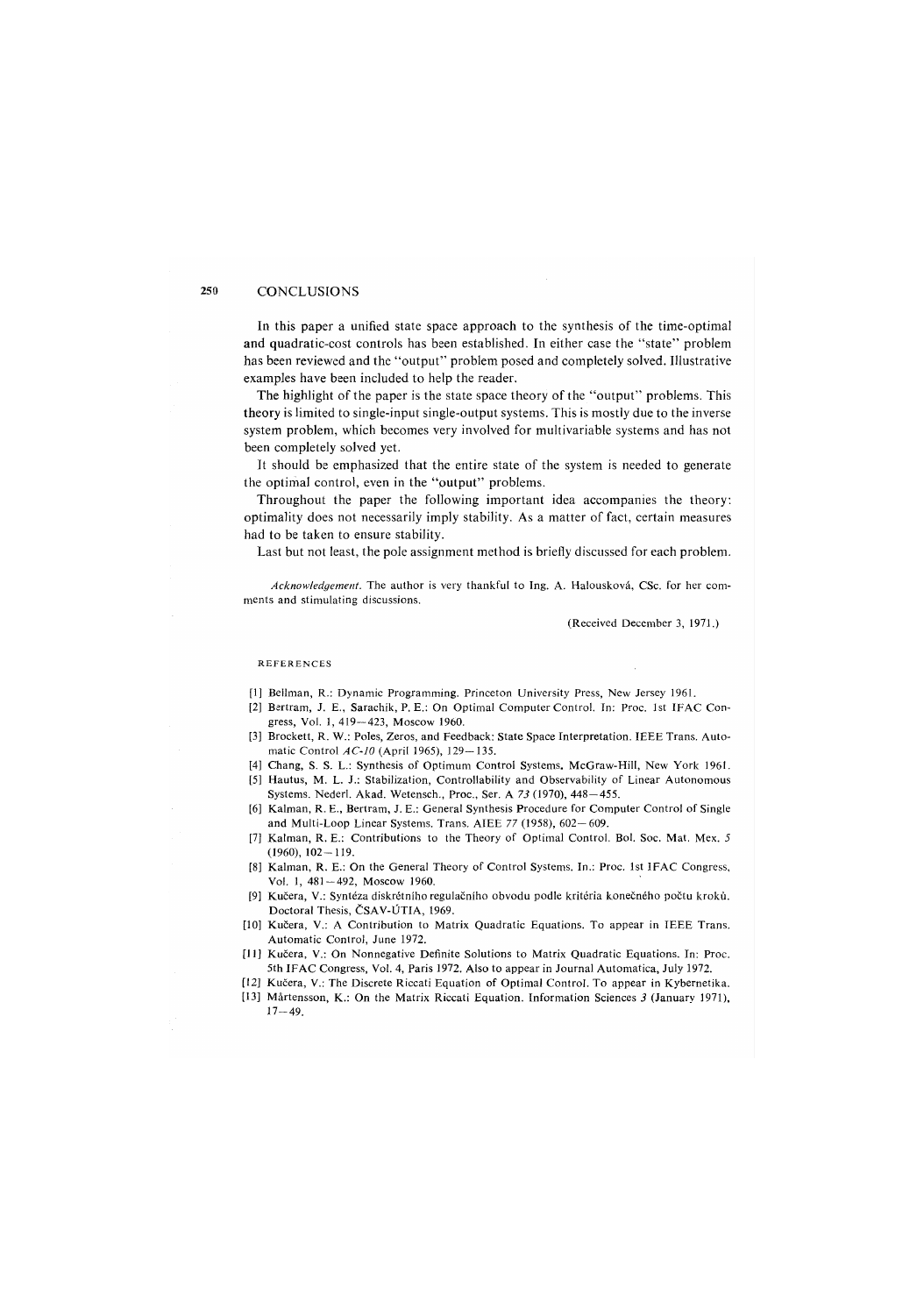# CONCLUSIONS

In this paper a unified state space approach to the synthesis of the time-optimal and quadratic-cost controls has been established. In either case the "state" problem has been reviewed and the "output" problem posed and completely solved. Illustrative examples have been included to help the reader.

The highlight of the paper is the state space theory of the "output" problems. This theory is limited to single-input single-output systems. This is mostly due to the inverse system problem, which becomes very involved for multivariable systems and has not been completely solved yet.

It should be emphasized that the entire state of the system is needed to generate the optimal control, even in the "output" problems.

Throughout the paper the following important idea accompanies the theory: optimality does not necessarily imply stability. As a matter of fact, certain measures had to be taken to ensure stability.

Last but not least, the pole assignment method is briefly discussed for each problem.

*Acknowledgement.* The author is very thankful to Ing. A. Halousková, CSc. for her comments and stimulating discussions.

(Received December 3, 1971.)

## REFERENCES

[1] Bellman, R.: Dynamic Programming. Princeton University Press, New Jersey 1961.

[2] Bertram, J. E., Sarachik, P. E.: On Optimal Computer Control. In: Proc. 1st IFAC Congress, Vol. 1, 419–423, Moscow 1960.

[3] Brockett, R. W.: Poles, Zeros, and Feedback: State Space Interpretation. IEEE Trans. Automatic Control *AC-10* (April 1965), 129–135.

[4] Chang, S. S. L.: Synthesis of Optimum Control Systems. McGraw-Hill, New York 1961.

[5] Hautus, M. L. J.: Stabilization, Controllability and Observability of Linear Autonomous Systems. Nederl. Akad. Wetensch., Proc., Ser. A *73* (1970), 448–455.

[6] Kalman, R. E., Bertram, J. E.: General Synthesis Procedure for Computer Control of Single and Multi-Loop Linear Systems. Trans. AIEE *77* (1958), 602–609.

[7] Kalman, R. E.: Contributions to the Theory of Optimal Control. Bol. Soc. Mat. Mex. *5* (1960), 102–119.

[8] Kalman, R. E.: On the General Theory of Control Systems. In.: Proc. 1st IFAC Congress, Vol. 1, 481–492, Moscow 1960.

[9] Kučera, V.: Syntéza diskrétního regulačního obvodu podle kritéria konečného počtu kroků. Doctoral Thesis, ČSAV-ÚTIA, 1969.

[10] Kučera, V.: A Contribution to Matrix Quadratic Equations. To appear in IEEE Trans. Automatic Control, June 1972.

[11] Kučera, V.: On Nonnegative Definite Solutions to Matrix Quadratic Equations. In: Proc. 5th IFAC Congress, Vol. 4, Paris 1972. Also to appear in Journal Automatica, July 1972.

[12] Kučera, V.: The Discrete Riccati Equation of Optimal Control. To appear in Kybernetika.

[13] Mårtensson, K.: On the Matrix Riccati Equation. Information Sciences *3* (January 1971), 17–49.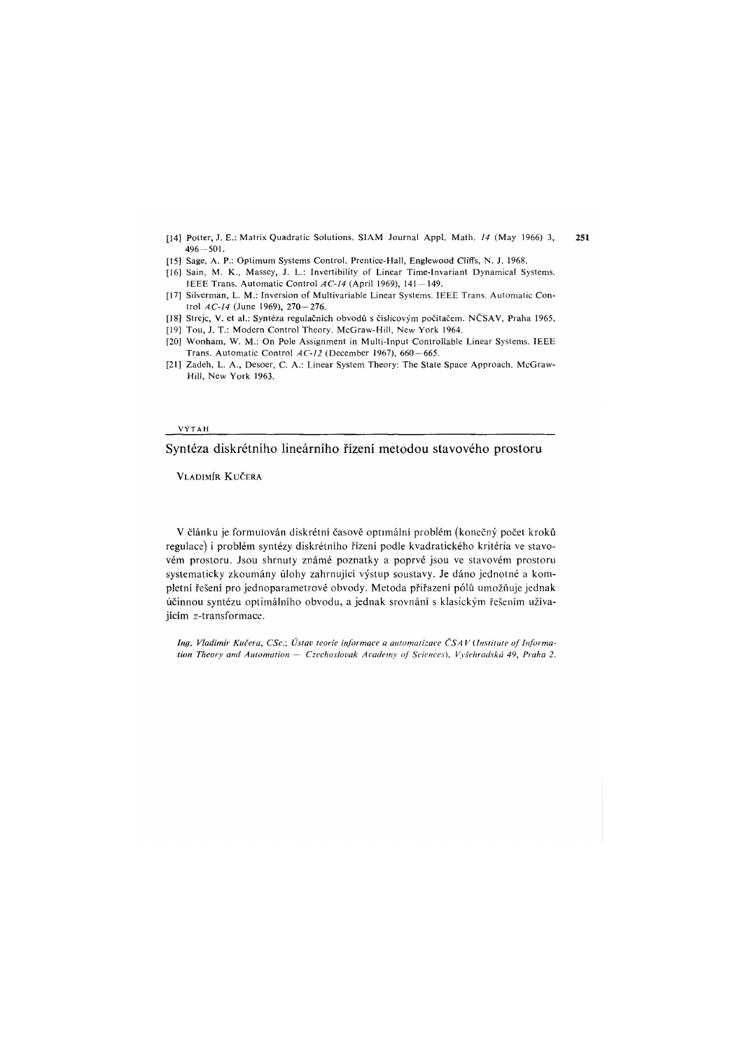[14] Potter, J. E.: Matrix Quadratic Solutions. SIAM Journal Appl. Math. *14* (May 1966) 3, 496–501.

[15] Sage, A. P.: Optimum Systems Control. Prentice-Hall, Englewood Cliffs, N. J. 1968.

[16] Sain, M. K., Massey, J. L.: Invertibility of Linear Time-Invariant Dynamical Systems. IEEE Trans. Automatic Control *AC-14* (April 1969), 141–149.

[17] Silverman, L. M.: Inversion of Multivariable Linear Systems. IEEE Trans. Automatic Control *AC-14* (June 1969), 270–276.

[18] Strejc, V. et al.: Syntéza regulačních obvodů s číslicovým počítačem. NČSAV, Praha 1965.

[19] Tou, J. T.: Modern Control Theory. McGraw-Hill, New York 1964.

[20] Wonham, W. M.: On Pole Assignment in Multi-Input Controllable Linear Systems. IEEE Trans. Automatic Control *AC-12* (December 1967), 660–665.

[21] Zadeh, L. A., Desoer, C. A.: Linear System Theory: The State Space Approach. McGraw-Hill, New York 1963.

VÝTAH

## Syntéza diskrétního lineárního řízení metodou stavového prostoru

VLADIMÍR KUČERA

V článku je formulován diskrétní časově optimální problém (konečný počet kroků regulace) i problém syntézy diskrétního řízení podle kvadratického kritéria ve stavovém prostoru. Jsou shrnuty známé poznatky a poprvé jsou ve stavovém prostoru systematicky zkoumány úlohy zahrnující výstup soustavy. Je dáno jednotné a kompletní řešení pro jednoparametrové obvody. Metoda přiřazení pólů umožňuje jednak účinnou syntézu optimálního obvodu, a jednak srovnání s klasickým řešením užívajícím $z$-transformace.

*Ing. Vladimír Kučera, CSc.; Ústav teorie informace a automatizace ČSAV (Institute of Information Theory and Automation — Czechoslovak Academy of Sciences), Vyšehradská 49, Praha 2.*